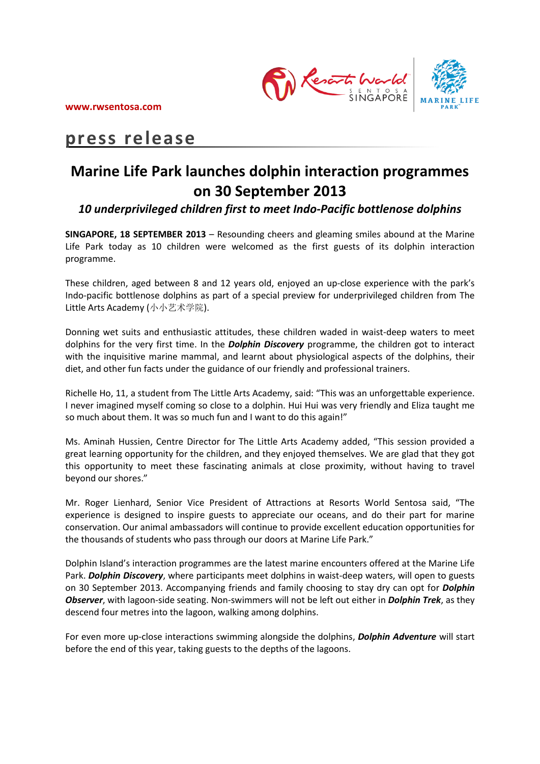www.rwsentosa.com

# press release

## Marine Life Park launches dolphin interaction programmes on 30 September 2013

### *10 underprivileged children first to meet Indo-Pacific bottlenose dolphins*

**SINGAPORE, 18 SEPTEMBER 2013** – Resounding cheers and gleaming smiles abound at the Marine Life Park today as 10 children were welcomed as the first guests of its dolphin interaction programme.

These children, aged between 8 and 12 years old, enjoyed an up-close experience with the park's Indo-pacific bottlenose dolphins as part of a special preview for underprivileged children from The Little Arts Academy (小小艺术学院).

Donning wet suits and enthusiastic attitudes, these children waded in waist-deep waters to meet dolphins for the very first time. In the ***Dolphin Discovery*** programme, the children got to interact with the inquisitive marine mammal, and learnt about physiological aspects of the dolphins, their diet, and other fun facts under the guidance of our friendly and professional trainers.

Richelle Ho, 11, a student from The Little Arts Academy, said: "This was an unforgettable experience. I never imagined myself coming so close to a dolphin. Hui Hui was very friendly and Eliza taught me so much about them. It was so much fun and I want to do this again!"

Ms. Aminah Hussien, Centre Director for The Little Arts Academy added, "This session provided a great learning opportunity for the children, and they enjoyed themselves. We are glad that they got this opportunity to meet these fascinating animals at close proximity, without having to travel beyond our shores."

Mr. Roger Lienhard, Senior Vice President of Attractions at Resorts World Sentosa said, "The experience is designed to inspire guests to appreciate our oceans, and do their part for marine conservation. Our animal ambassadors will continue to provide excellent education opportunities for the thousands of students who pass through our doors at Marine Life Park."

Dolphin Island's interaction programmes are the latest marine encounters offered at the Marine Life Park. ***Dolphin Discovery***, where participants meet dolphins in waist-deep waters, will open to guests on 30 September 2013. Accompanying friends and family choosing to stay dry can opt for ***Dolphin Observer***, with lagoon-side seating. Non-swimmers will not be left out either in ***Dolphin Trek***, as they descend four metres into the lagoon, walking among dolphins.

For even more up-close interactions swimming alongside the dolphins, ***Dolphin Adventure*** will start before the end of this year, taking guests to the depths of the lagoons.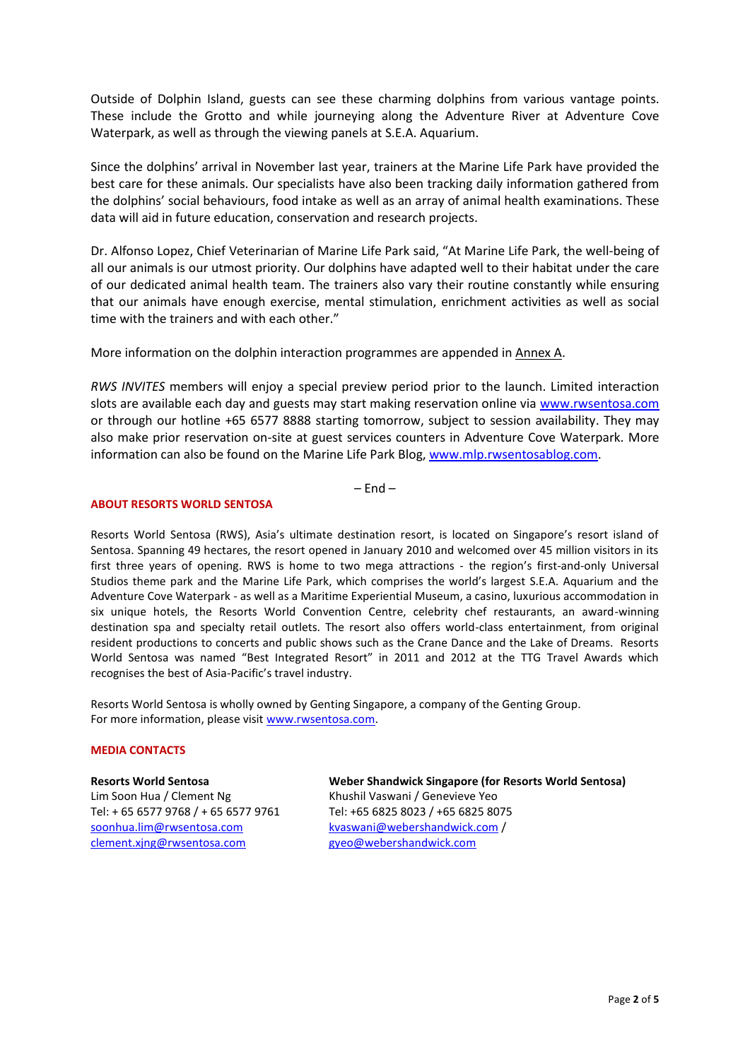Outside of Dolphin Island, guests can see these charming dolphins from various vantage points. These include the Grotto and while journeying along the Adventure River at Adventure Cove Waterpark, as well as through the viewing panels at S.E.A. Aquarium.

Since the dolphins' arrival in November last year, trainers at the Marine Life Park have provided the best care for these animals. Our specialists have also been tracking daily information gathered from the dolphins' social behaviours, food intake as well as an array of animal health examinations. These data will aid in future education, conservation and research projects.

Dr. Alfonso Lopez, Chief Veterinarian of Marine Life Park said, "At Marine Life Park, the well-being of all our animals is our utmost priority. Our dolphins have adapted well to their habitat under the care of our dedicated animal health team. The trainers also vary their routine constantly while ensuring that our animals have enough exercise, mental stimulation, enrichment activities as well as social time with the trainers and with each other."

More information on the dolphin interaction programmes are appended in Annex A.

*RWS INVITES* members will enjoy a special preview period prior to the launch. Limited interaction slots are available each day and guests may start making reservation online via www.rwsentosa.com or through our hotline +65 6577 8888 starting tomorrow, subject to session availability. They may also make prior reservation on-site at guest services counters in Adventure Cove Waterpark. More information can also be found on the Marine Life Park Blog, www.mlp.rwsentosablog.com.

– End –

**ABOUT RESORTS WORLD SENTOSA**

Resorts World Sentosa (RWS), Asia's ultimate destination resort, is located on Singapore's resort island of Sentosa. Spanning 49 hectares, the resort opened in January 2010 and welcomed over 45 million visitors in its first three years of opening. RWS is home to two mega attractions - the region's first-and-only Universal Studios theme park and the Marine Life Park, which comprises the world's largest S.E.A. Aquarium and the Adventure Cove Waterpark - as well as a Maritime Experiential Museum, a casino, luxurious accommodation in six unique hotels, the Resorts World Convention Centre, celebrity chef restaurants, an award-winning destination spa and specialty retail outlets. The resort also offers world-class entertainment, from original resident productions to concerts and public shows such as the Crane Dance and the Lake of Dreams. Resorts World Sentosa was named "Best Integrated Resort" in 2011 and 2012 at the TTG Travel Awards which recognises the best of Asia-Pacific's travel industry.

Resorts World Sentosa is wholly owned by Genting Singapore, a company of the Genting Group.
For more information, please visit www.rwsentosa.com.

**MEDIA CONTACTS**

**Resorts World Sentosa**
Lim Soon Hua / Clement Ng
Tel: + 65 6577 9768 / + 65 6577 9761
soonhua.lim@rwsentosa.com
clement.xjng@rwsentosa.com

**Weber Shandwick Singapore (for Resorts World Sentosa)**
Khushil Vaswani / Genevieve Yeo
Tel: +65 6825 8023 / +65 6825 8075
kvaswani@webershandwick.com /
gyeo@webershandwick.com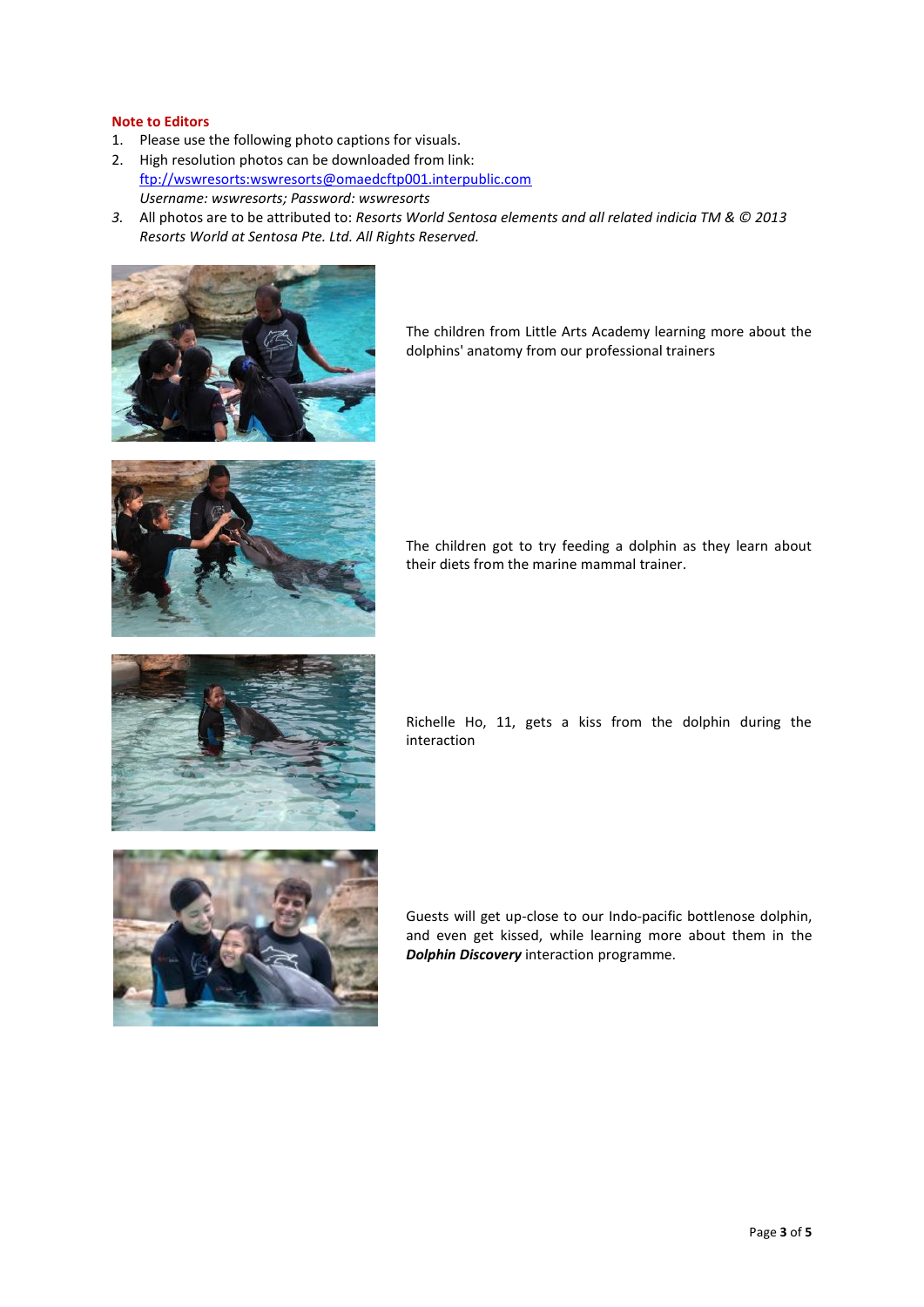**Note to Editors**

1. Please use the following photo captions for visuals.
2. High resolution photos can be downloaded from link: ftp://wswresorts:wswresorts@omaedcftp001.interpublic.com
   *Username: wswresorts; Password: wswresorts*
3. All photos are to be attributed to: *Resorts World Sentosa elements and all related indicia TM & © 2013 Resorts World at Sentosa Pte. Ltd. All Rights Reserved.*

The children from Little Arts Academy learning more about the dolphins' anatomy from our professional trainers

The children got to try feeding a dolphin as they learn about their diets from the marine mammal trainer.

Richelle Ho, 11, gets a kiss from the dolphin during the interaction

Guests will get up-close to our Indo-pacific bottlenose dolphin, and even get kissed, while learning more about them in the ***Dolphin Discovery*** interaction programme.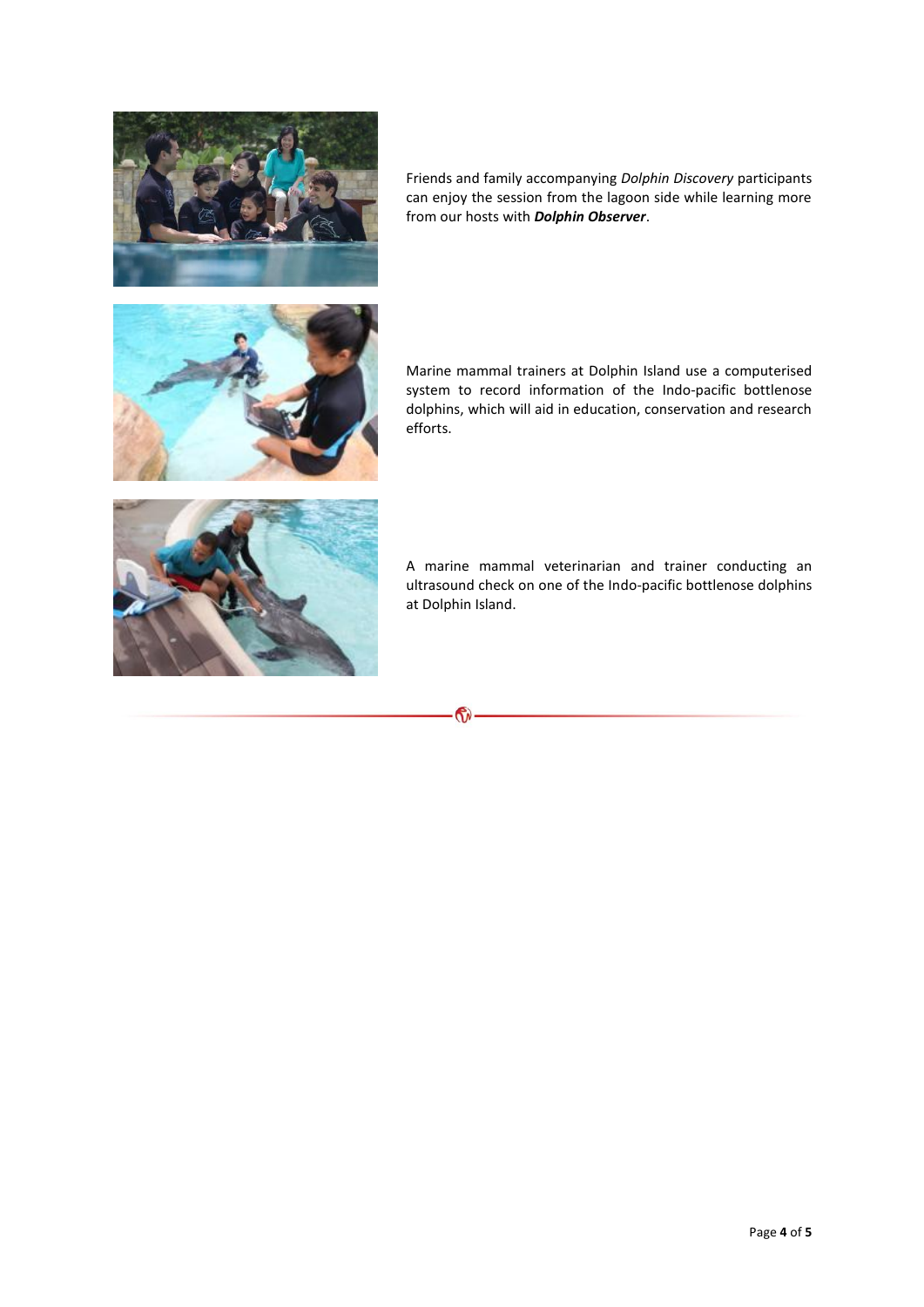Friends and family accompanying *Dolphin Discovery* participants can enjoy the session from the lagoon side while learning more from our hosts with ***Dolphin Observer***.

Marine mammal trainers at Dolphin Island use a computerised system to record information of the Indo-pacific bottlenose dolphins, which will aid in education, conservation and research efforts.

A marine mammal veterinarian and trainer conducting an ultrasound check on one of the Indo-pacific bottlenose dolphins at Dolphin Island.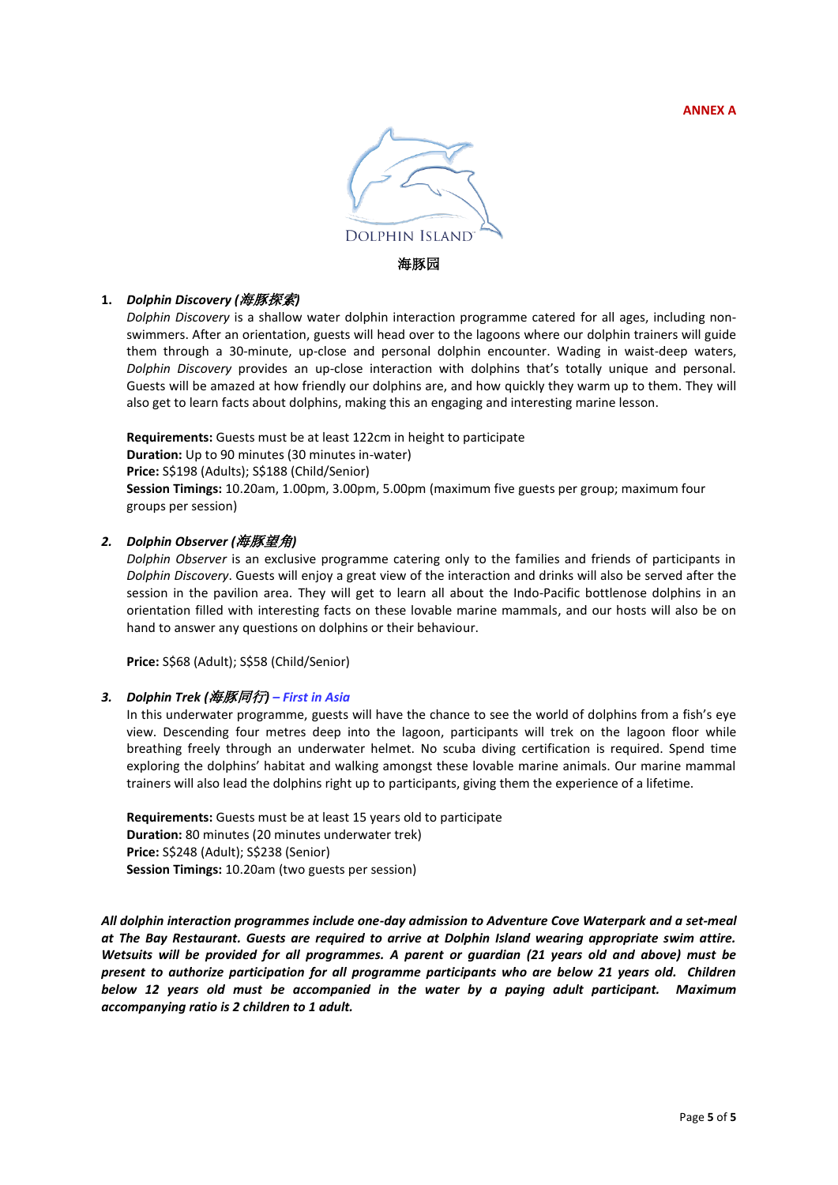**ANNEX A**

DOLPHIN ISLAND

海豚园

1. ***Dolphin Discovery (海豚探索)***

   *Dolphin Discovery* is a shallow water dolphin interaction programme catered for all ages, including non-swimmers. After an orientation, guests will head over to the lagoons where our dolphin trainers will guide them through a 30-minute, up-close and personal dolphin encounter. Wading in waist-deep waters, *Dolphin Discovery* provides an up-close interaction with dolphins that's totally unique and personal. Guests will be amazed at how friendly our dolphins are, and how quickly they warm up to them. They will also get to learn facts about dolphins, making this an engaging and interesting marine lesson.

   **Requirements:** Guests must be at least 122cm in height to participate
   **Duration:** Up to 90 minutes (30 minutes in-water)
   **Price:** S$198 (Adults); S$188 (Child/Senior)
   **Session Timings:** 10.20am, 1.00pm, 3.00pm, 5.00pm (maximum five guests per group; maximum four groups per session)

2. ***Dolphin Observer (海豚望角)***

   *Dolphin Observer* is an exclusive programme catering only to the families and friends of participants in *Dolphin Discovery*. Guests will enjoy a great view of the interaction and drinks will also be served after the session in the pavilion area. They will get to learn all about the Indo-Pacific bottlenose dolphins in an orientation filled with interesting facts on these lovable marine mammals, and our hosts will also be on hand to answer any questions on dolphins or their behaviour.

   **Price:** S$68 (Adult); S$58 (Child/Senior)

3. ***Dolphin Trek (海豚同行) – First in Asia***

   In this underwater programme, guests will have the chance to see the world of dolphins from a fish's eye view. Descending four metres deep into the lagoon, participants will trek on the lagoon floor while breathing freely through an underwater helmet. No scuba diving certification is required. Spend time exploring the dolphins' habitat and walking amongst these lovable marine animals. Our marine mammal trainers will also lead the dolphins right up to participants, giving them the experience of a lifetime.

   **Requirements:** Guests must be at least 15 years old to participate
   **Duration:** 80 minutes (20 minutes underwater trek)
   **Price:** S$248 (Adult); S$238 (Senior)
   **Session Timings:** 10.20am (two guests per session)

***All dolphin interaction programmes include one-day admission to Adventure Cove Waterpark and a set-meal at The Bay Restaurant. Guests are required to arrive at Dolphin Island wearing appropriate swim attire. Wetsuits will be provided for all programmes. A parent or guardian (21 years old and above) must be present to authorize participation for all programme participants who are below 21 years old. Children below 12 years old must be accompanied in the water by a paying adult participant. Maximum accompanying ratio is 2 children to 1 adult.***